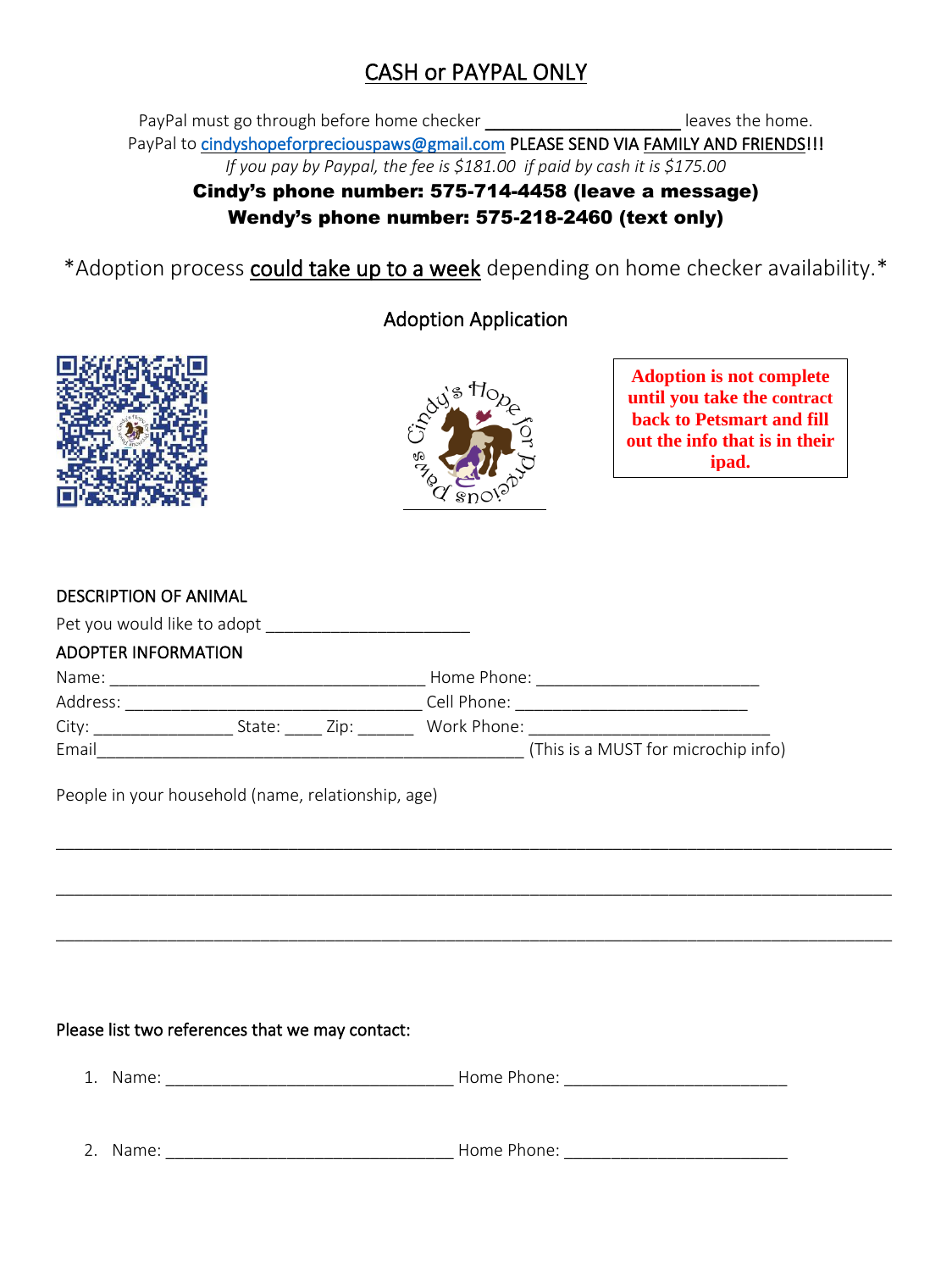## CASH or PAYPAL ONLY

PayPal must go through before home checker ____________________ leaves the home.
PayPal to cindyshopeforpreciouspaws@gmail.com PLEASE SEND VIA FAMILY AND FRIENDS!!!
*If you pay by Paypal, the fee is $181.00 if paid by cash it is $175.00*

**Cindy's phone number: 575-714-4458 (leave a message)**
**Wendy's phone number: 575-218-2460 (text only)**

*Adoption process could take up to a week depending on home checker availability.*

### Adoption Application

**Adoption is not complete until you take the contract back to Petsmart and fill out the info that is in their ipad.**

DESCRIPTION OF ANIMAL

Pet you would like to adopt ______________________

ADOPTER INFORMATION

Name: __________________________________ Home Phone: ________________________
Address: ________________________________ Cell Phone: _________________________
City: _______________ State: _____ Zip: ______ Work Phone: __________________________
Email______________________________________________ (This is a MUST for microchip info)

People in your household (name, relationship, age)

_____________________________________________________________________________

_____________________________________________________________________________

_____________________________________________________________________________

Please list two references that we may contact:

1. Name: _______________________________ Home Phone: ________________________

2. Name: _______________________________ Home Phone: ________________________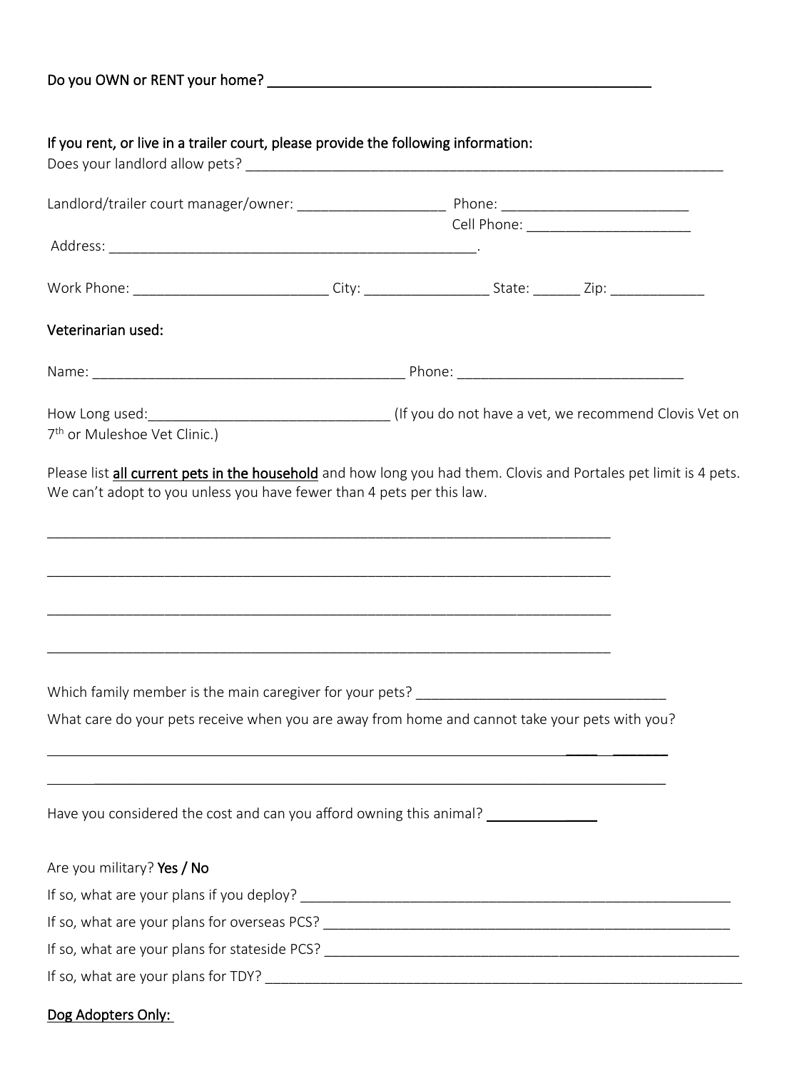Do you OWN or RENT your home? ______________________________________________

If you rent, or live in a trailer court, please provide the following information:

Does your landlord allow pets? ____________________________________________________________

Landlord/trailer court manager/owner: __________________ Phone: ______________________

Cell Phone: ____________________

Address: ______________________________________________.

Work Phone: _______________________ City: _______________ State: ______ Zip: ___________

Veterinarian used:

Name: ______________________________________ Phone: ___________________________

How Long used:_____________________________ (If you do not have a vet, we recommend Clovis Vet on 7th or Muleshoe Vet Clinic.)

Please list <u>all current pets in the household</u> and how long you had them. Clovis and Portales pet limit is 4 pets. We can't adopt to you unless you have fewer than 4 pets per this law.

______________________________________________________________________

______________________________________________________________________

______________________________________________________________________

______________________________________________________________________

Which family member is the main caregiver for your pets? ______________________________

What care do your pets receive when you are away from home and cannot take your pets with you?

__________________________________________________________________________

__________________________________________________________________________

Have you considered the cost and can you afford owning this animal? ____________

Are you military? Yes / No

If so, what are your plans if you deploy? ______________________________________________________

If so, what are your plans for overseas PCS? ___________________________________________________

If so, what are your plans for stateside PCS? ___________________________________________________

If so, what are your plans for TDY? __________________________________________________________

<u>Dog Adopters Only:</u>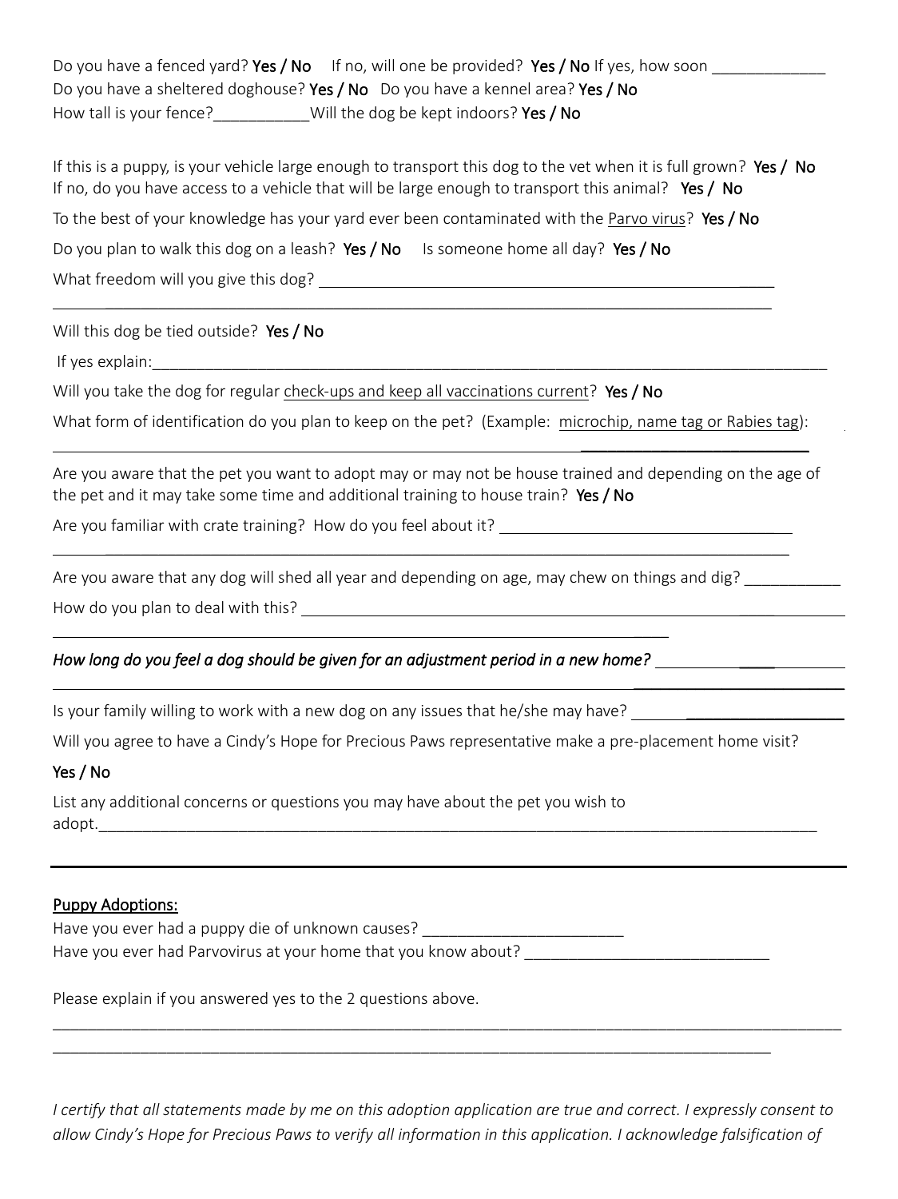Do you have a fenced yard? **Yes / No** If no, will one be provided? **Yes / No** If yes, how soon _____________
Do you have a sheltered doghouse? **Yes / No** Do you have a kennel area? **Yes / No**
How tall is your fence?___________Will the dog be kept indoors? **Yes / No**

If this is a puppy, is your vehicle large enough to transport this dog to the vet when it is full grown? **Yes / No**
If no, do you have access to a vehicle that will be large enough to transport this animal? **Yes / No**

To the best of your knowledge has your yard ever been contaminated with the Parvo virus? **Yes / No**

Do you plan to walk this dog on a leash? **Yes / No** Is someone home all day? **Yes / No**

What freedom will you give this dog? ______________________________________________________

______________________________________________________________________________

Will this dog be tied outside? **Yes / No**

If yes explain:_________________________________________________________________________

Will you take the dog for regular check-ups and keep all vaccinations current? **Yes / No**

What form of identification do you plan to keep on the pet? (Example: microchip, name tag or Rabies tag):

______________________________________________________________________________

Are you aware that the pet you want to adopt may or may not be house trained and depending on the age of the pet and it may take some time and additional training to house train? **Yes / No**

Are you familiar with crate training? How do you feel about it? _________________________________

______________________________________________________________________________

Are you aware that any dog will shed all year and depending on age, may chew on things and dig? ___________

How do you plan to deal with this? _____________________________________________________

______________________________________________________________________________

*How long do you feel a dog should be given for an adjustment period in a new home?* ________________

______________________________________________________________________________

Is your family willing to work with a new dog on any issues that he/she may have? ___________________

Will you agree to have a Cindy's Hope for Precious Paws representative make a pre-placement home visit?

**Yes / No**

List any additional concerns or questions you may have about the pet you wish to adopt.___________________________________________________________________________

---

## Puppy Adoptions:

Have you ever had a puppy die of unknown causes? _______________________
Have you ever had Parvovirus at your home that you know about? ____________________________

Please explain if you answered yes to the 2 questions above.

______________________________________________________________________________

______________________________________________________________________________

*I certify that all statements made by me on this adoption application are true and correct. I expressly consent to allow Cindy's Hope for Precious Paws to verify all information in this application. I acknowledge falsification of*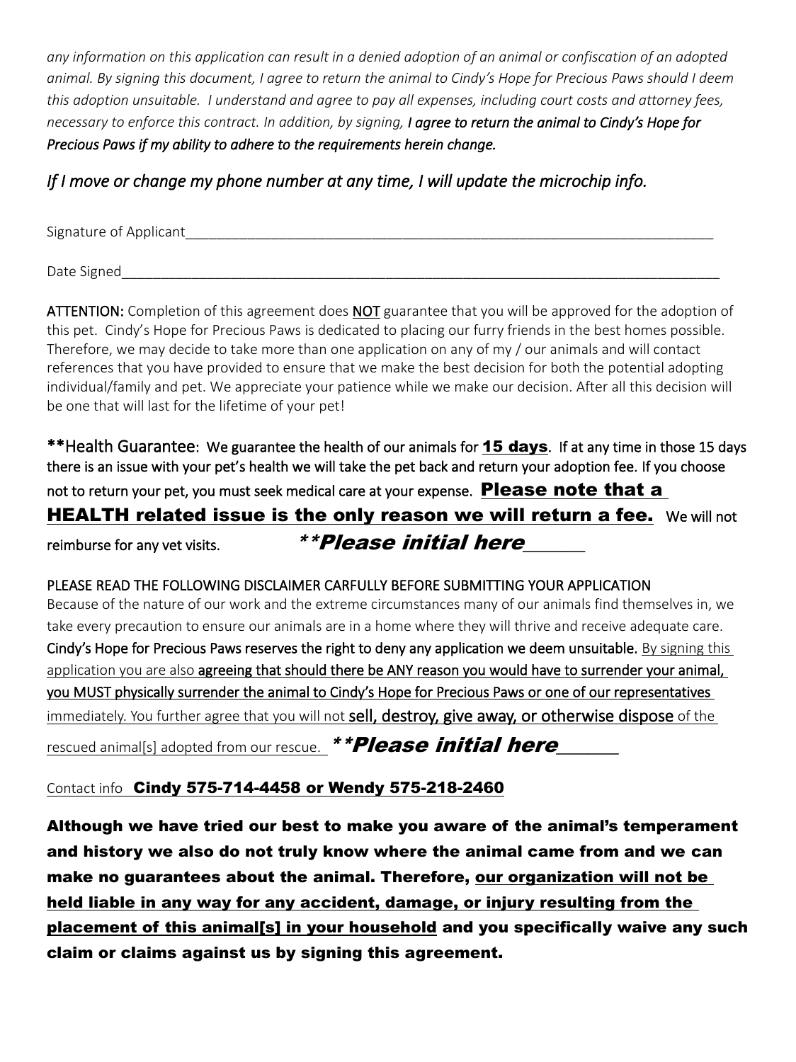*any information on this application can result in a denied adoption of an animal or confiscation of an adopted animal. By signing this document, I agree to return the animal to Cindy's Hope for Precious Paws should I deem this adoption unsuitable. I understand and agree to pay all expenses, including court costs and attorney fees, necessary to enforce this contract. In addition, by signing,* ***I agree to return the animal to Cindy's Hope for Precious Paws if my ability to adhere to the requirements herein change.***

*If I move or change my phone number at any time, I will update the microchip info.*

Signature of Applicant___________________________________________________________________________

Date Signed_______________________________________________________________________________________

**ATTENTION:** Completion of this agreement does **NOT** guarantee that you will be approved for the adoption of this pet. Cindy's Hope for Precious Paws is dedicated to placing our furry friends in the best homes possible. Therefore, we may decide to take more than one application on any of my / our animals and will contact references that you have provided to ensure that we make the best decision for both the potential adopting individual/family and pet. We appreciate your patience while we make our decision. After all this decision will be one that will last for the lifetime of your pet!

**\*\*Health Guarantee: We guarantee the health of our animals for 15 days. If at any time in those 15 days there is an issue with your pet's health we will take the pet back and return your adoption fee. If you choose not to return your pet, you must seek medical care at your expense. Please note that a HEALTH related issue is the only reason we will return a fee. We will not reimburse for any vet visits.** ***\*\*Please initial here\_\_\_\_\_\_\_***

**PLEASE READ THE FOLLOWING DISCLAIMER CARFULLY BEFORE SUBMITTING YOUR APPLICATION**
Because of the nature of our work and the extreme circumstances many of our animals find themselves in, we take every precaution to ensure our animals are in a home where they will thrive and receive adequate care. **Cindy's Hope for Precious Paws reserves the right to deny any application we deem unsuitable.** By signing this application you are also **agreeing that should there be ANY reason you would have to surrender your animal, you MUST physically surrender the animal to Cindy's Hope for Precious Paws or one of our representatives** immediately. You further agree that you will not **sell, destroy, give away, or otherwise dispose** of the rescued animal[s] adopted from our rescue. ***\*\*Please initial here\_\_\_\_\_\_\_***

Contact info **Cindy 575-714-4458 or Wendy 575-218-2460**

**Although we have tried our best to make you aware of the animal's temperament and history we also do not truly know where the animal came from and we can make no guarantees about the animal. Therefore, our organization will not be held liable in any way for any accident, damage, or injury resulting from the placement of this animal[s] in your household and you specifically waive any such claim or claims against us by signing this agreement.**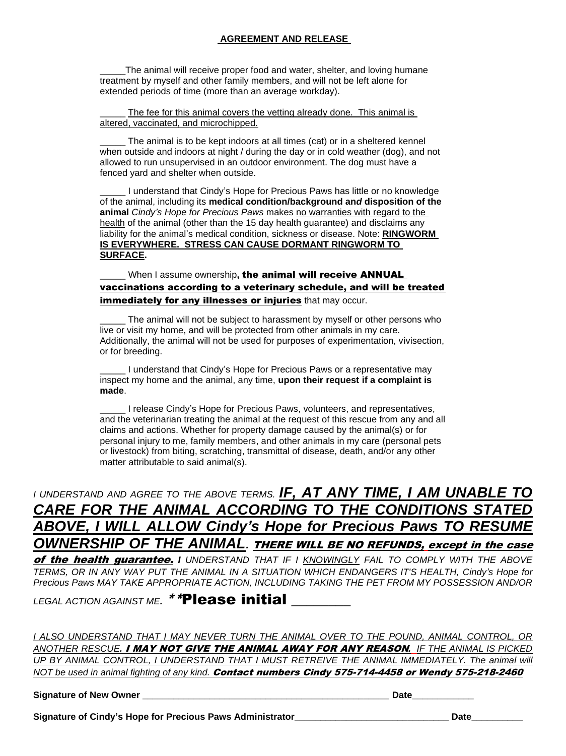**AGREEMENT AND RELEASE**

_____The animal will receive proper food and water, shelter, and loving humane treatment by myself and other family members, and will not be left alone for extended periods of time (more than an average workday).

_____ The fee for this animal covers the vetting already done. This animal is altered, vaccinated, and microchipped.

_____ The animal is to be kept indoors at all times (cat) or in a sheltered kennel when outside and indoors at night / during the day or in cold weather (dog), and not allowed to run unsupervised in an outdoor environment. The dog must have a fenced yard and shelter when outside.

_____ I understand that Cindy's Hope for Precious Paws has little or no knowledge of the animal, including its **medical condition/background and disposition of the animal** *Cindy's Hope for Precious Paws* makes no warranties with regard to the health of the animal (other than the 15 day health guarantee) and disclaims any liability for the animal's medical condition, sickness or disease. Note: **RINGWORM IS EVERYWHERE. STRESS CAN CAUSE DORMANT RINGWORM TO SURFACE.**

_____ When I assume ownership**, the animal will receive ANNUAL vaccinations according to a veterinary schedule, and will be treated immediately for any illnesses or injuries** that may occur.

_____ The animal will not be subject to harassment by myself or other persons who live or visit my home, and will be protected from other animals in my care. Additionally, the animal will not be used for purposes of experimentation, vivisection, or for breeding.

_____ I understand that Cindy's Hope for Precious Paws or a representative may inspect my home and the animal, any time, **upon their request if a complaint is made**.

_____ I release Cindy's Hope for Precious Paws, volunteers, and representatives, and the veterinarian treating the animal at the request of this rescue from any and all claims and actions. Whether for property damage caused by the animal(s) or for personal injury to me, family members, and other animals in my care (personal pets or livestock) from biting, scratching, transmittal of disease, death, and/or any other matter attributable to said animal(s).

*I UNDERSTAND AND AGREE TO THE ABOVE TERMS.* ***IF, AT ANY TIME, I AM UNABLE TO CARE FOR THE ANIMAL ACCORDING TO THE CONDITIONS STATED ABOVE, I WILL ALLOW Cindy's Hope for Precious Paws TO RESUME OWNERSHIP OF THE ANIMAL***. ***THERE WILL BE NO REFUNDS, except in the case of the health guarantee.*** *I UNDERSTAND THAT IF I KNOWINGLY FAIL TO COMPLY WITH THE ABOVE TERMS, OR IN ANY WAY PUT THE ANIMAL IN A SITUATION WHICH ENDANGERS IT'S HEALTH, Cindy's Hope for Precious Paws MAY TAKE APPROPRIATE ACTION, INCLUDING TAKING THE PET FROM MY POSSESSION AND/OR LEGAL ACTION AGAINST ME.* **\*\*Please initial ________**

*I ALSO UNDERSTAND THAT I MAY NEVER TURN THE ANIMAL OVER TO THE POUND, ANIMAL CONTROL, OR ANOTHER RESCUE.* ***I MAY NOT GIVE THE ANIMAL AWAY FOR ANY REASON.*** *IF THE ANIMAL IS PICKED UP BY ANIMAL CONTROL, I UNDERSTAND THAT I MUST RETREIVE THE ANIMAL IMMEDIATELY. The animal will NOT be used in animal fighting of any kind.* ***Contact numbers Cindy 575-714-4458 or Wendy 575-218-2460***

**Signature of New Owner** ________________________________________________ **Date**____________

**Signature of Cindy's Hope for Precious Paws Administrator**______________________________ **Date**__________